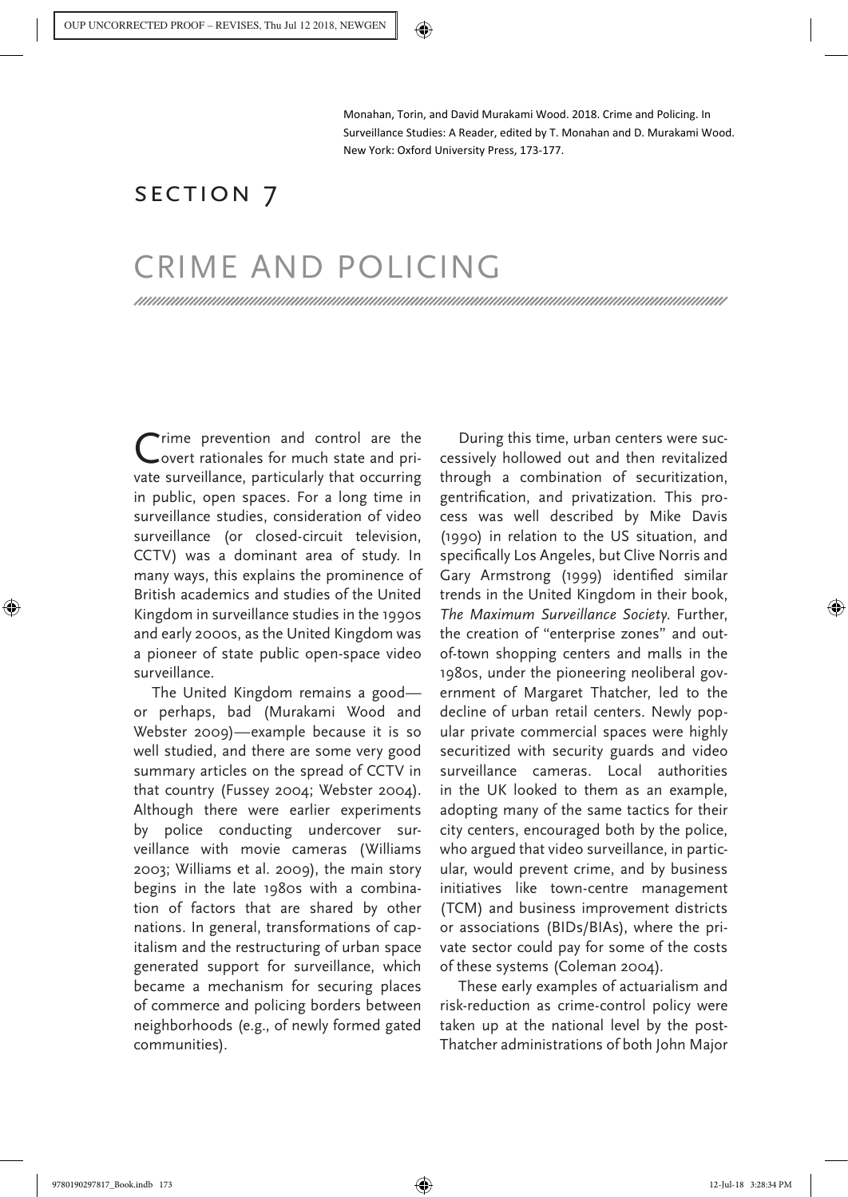Monahan, Torin, and David Murakami Wood. 2018. Crime and Policing. In Surveillance Studies: A Reader, edited by T. Monahan and D. Murakami Wood. New York: Oxford University Press, 173-177.

# SECTION 7

# CRIME AND POLICING

Crime prevention and control are the overt rationales for much state and private surveillance, particularly that occurring in public, open spaces. For a long time in surveillance studies, consideration of video surveillance (or closed-circuit television, CCTV) was a dominant area of study. In many ways, this explains the prominence of British academics and studies of the United Kingdom in surveillance studies in the 1990s and early 2000s, as the United Kingdom was a pioneer of state public open-space video surveillance.

The United Kingdom remains a good—or perhaps, bad (Murakami Wood and Webster 2009)—example because it is so well studied, and there are some very good summary articles on the spread of CCTV in that country (Fussey 2004; Webster 2004). Although there were earlier experiments by police conducting undercover surveillance with movie cameras (Williams 2003; Williams et al. 2009), the main story begins in the late 1980s with a combination of factors that are shared by other nations. In general, transformations of capitalism and the restructuring of urban space generated support for surveillance, which became a mechanism for securing places of commerce and policing borders between neighborhoods (e.g., of newly formed gated communities).

During this time, urban centers were successively hollowed out and then revitalized through a combination of securitization, gentrification, and privatization. This process was well described by Mike Davis (1990) in relation to the US situation, and specifically Los Angeles, but Clive Norris and Gary Armstrong (1999) identified similar trends in the United Kingdom in their book, *The Maximum Surveillance Society*. Further, the creation of "enterprise zones" and out-of-town shopping centers and malls in the 1980s, under the pioneering neoliberal government of Margaret Thatcher, led to the decline of urban retail centers. Newly popular private commercial spaces were highly securitized with security guards and video surveillance cameras. Local authorities in the UK looked to them as an example, adopting many of the same tactics for their city centers, encouraged both by the police, who argued that video surveillance, in particular, would prevent crime, and by business initiatives like town-centre management (TCM) and business improvement districts or associations (BIDs/BIAs), where the private sector could pay for some of the costs of these systems (Coleman 2004).

These early examples of actuarialism and risk-reduction as crime-control policy were taken up at the national level by the post-Thatcher administrations of both John Major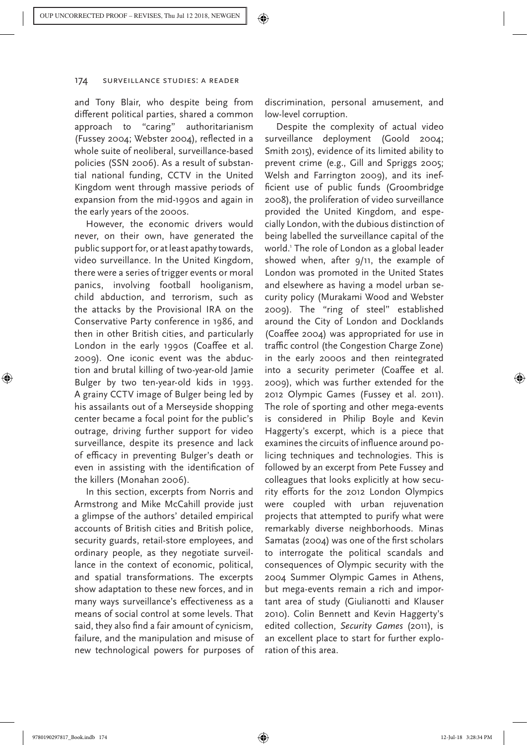and Tony Blair, who despite being from different political parties, shared a common approach to "caring" authoritarianism (Fussey 2004; Webster 2004), reflected in a whole suite of neoliberal, surveillance-based policies (SSN 2006). As a result of substantial national funding, CCTV in the United Kingdom went through massive periods of expansion from the mid-1990s and again in the early years of the 2000s.

However, the economic drivers would never, on their own, have generated the public support for, or at least apathy towards, video surveillance. In the United Kingdom, there were a series of trigger events or moral panics, involving football hooliganism, child abduction, and terrorism, such as the attacks by the Provisional IRA on the Conservative Party conference in 1986, and then in other British cities, and particularly London in the early 1990s (Coaffee et al. 2009). One iconic event was the abduction and brutal killing of two-year-old Jamie Bulger by two ten-year-old kids in 1993. A grainy CCTV image of Bulger being led by his assailants out of a Merseyside shopping center became a focal point for the public's outrage, driving further support for video surveillance, despite its presence and lack of efficacy in preventing Bulger's death or even in assisting with the identification of the killers (Monahan 2006).

In this section, excerpts from Norris and Armstrong and Mike McCahill provide just a glimpse of the authors' detailed empirical accounts of British cities and British police, security guards, retail-store employees, and ordinary people, as they negotiate surveillance in the context of economic, political, and spatial transformations. The excerpts show adaptation to these new forces, and in many ways surveillance's effectiveness as a means of social control at some levels. That said, they also find a fair amount of cynicism, failure, and the manipulation and misuse of new technological powers for purposes of discrimination, personal amusement, and low-level corruption.

Despite the complexity of actual video surveillance deployment (Goold 2004; Smith 2015), evidence of its limited ability to prevent crime (e.g., Gill and Spriggs 2005; Welsh and Farrington 2009), and its inefficient use of public funds (Groombridge 2008), the proliferation of video surveillance provided the United Kingdom, and especially London, with the dubious distinction of being labelled the surveillance capital of the world.[1] The role of London as a global leader showed when, after 9/11, the example of London was promoted in the United States and elsewhere as having a model urban security policy (Murakami Wood and Webster 2009). The "ring of steel" established around the City of London and Docklands (Coaffee 2004) was appropriated for use in traffic control (the Congestion Charge Zone) in the early 2000s and then reintegrated into a security perimeter (Coaffee et al. 2009), which was further extended for the 2012 Olympic Games (Fussey et al. 2011). The role of sporting and other mega-events is considered in Philip Boyle and Kevin Haggerty's excerpt, which is a piece that examines the circuits of influence around policing techniques and technologies. This is followed by an excerpt from Pete Fussey and colleagues that looks explicitly at how security efforts for the 2012 London Olympics were coupled with urban rejuvenation projects that attempted to purify what were remarkably diverse neighborhoods. Minas Samatas (2004) was one of the first scholars to interrogate the political scandals and consequences of Olympic security with the 2004 Summer Olympic Games in Athens, but mega-events remain a rich and important area of study (Giulianotti and Klauser 2010). Colin Bennett and Kevin Haggerty's edited collection, *Security Games* (2011), is an excellent place to start for further exploration of this area.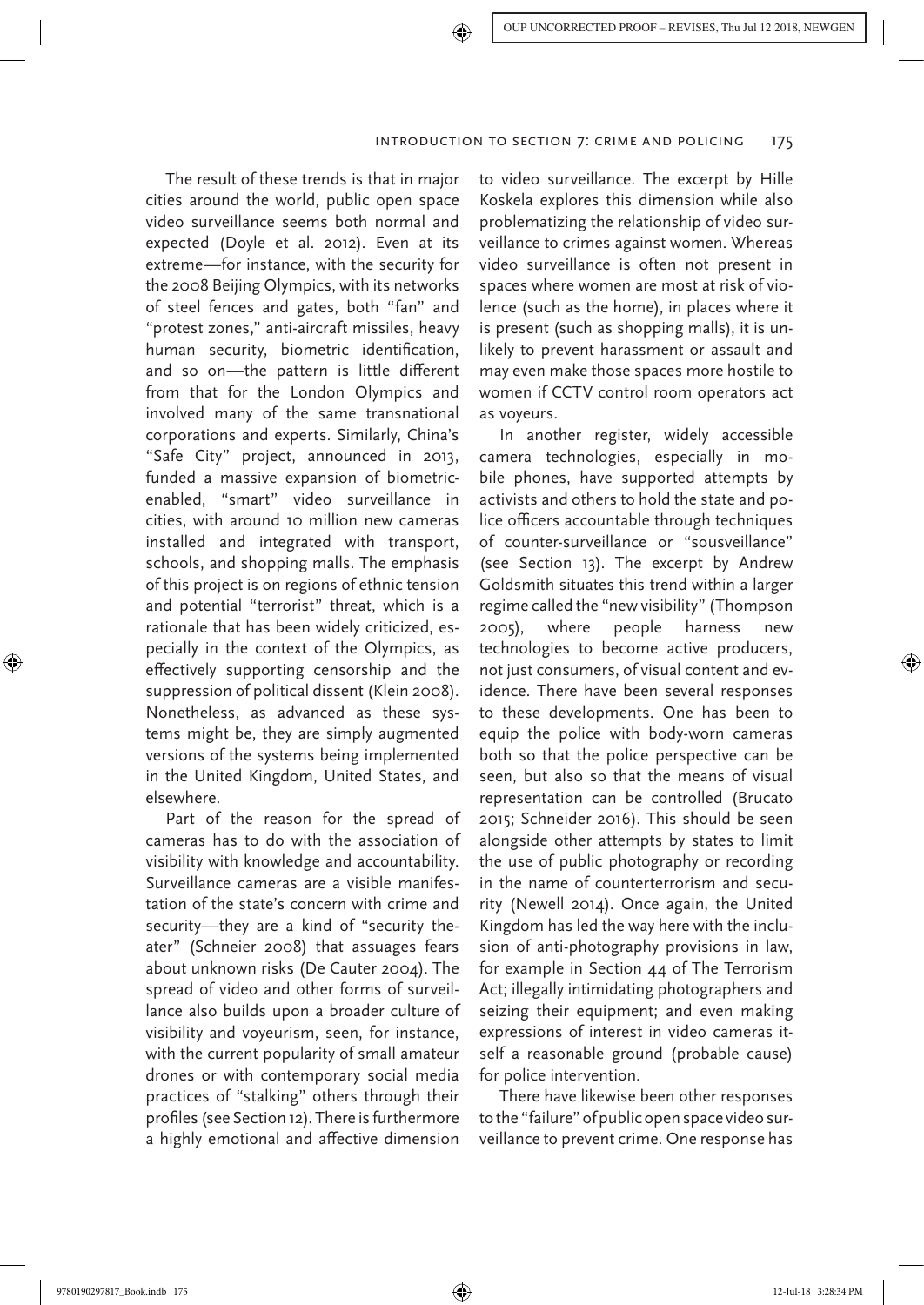The result of these trends is that in major cities around the world, public open space video surveillance seems both normal and expected (Doyle et al. 2012). Even at its extreme—for instance, with the security for the 2008 Beijing Olympics, with its networks of steel fences and gates, both "fan" and "protest zones," anti-aircraft missiles, heavy human security, biometric identification, and so on—the pattern is little different from that for the London Olympics and involved many of the same transnational corporations and experts. Similarly, China's "Safe City" project, announced in 2013, funded a massive expansion of biometric-enabled, "smart" video surveillance in cities, with around 10 million new cameras installed and integrated with transport, schools, and shopping malls. The emphasis of this project is on regions of ethnic tension and potential "terrorist" threat, which is a rationale that has been widely criticized, especially in the context of the Olympics, as effectively supporting censorship and the suppression of political dissent (Klein 2008). Nonetheless, as advanced as these systems might be, they are simply augmented versions of the systems being implemented in the United Kingdom, United States, and elsewhere.

Part of the reason for the spread of cameras has to do with the association of visibility with knowledge and accountability. Surveillance cameras are a visible manifestation of the state's concern with crime and security—they are a kind of "security theater" (Schneier 2008) that assuages fears about unknown risks (De Cauter 2004). The spread of video and other forms of surveillance also builds upon a broader culture of visibility and voyeurism, seen, for instance, with the current popularity of small amateur drones or with contemporary social media practices of "stalking" others through their profiles (see Section 12). There is furthermore a highly emotional and affective dimension to video surveillance. The excerpt by Hille Koskela explores this dimension while also problematizing the relationship of video surveillance to crimes against women. Whereas video surveillance is often not present in spaces where women are most at risk of violence (such as the home), in places where it is present (such as shopping malls), it is unlikely to prevent harassment or assault and may even make those spaces more hostile to women if CCTV control room operators act as voyeurs.

In another register, widely accessible camera technologies, especially in mobile phones, have supported attempts by activists and others to hold the state and police officers accountable through techniques of counter-surveillance or "sousveillance" (see Section 13). The excerpt by Andrew Goldsmith situates this trend within a larger regime called the "new visibility" (Thompson 2005), where people harness new technologies to become active producers, not just consumers, of visual content and evidence. There have been several responses to these developments. One has been to equip the police with body-worn cameras both so that the police perspective can be seen, but also so that the means of visual representation can be controlled (Brucato 2015; Schneider 2016). This should be seen alongside other attempts by states to limit the use of public photography or recording in the name of counterterrorism and security (Newell 2014). Once again, the United Kingdom has led the way here with the inclusion of anti-photography provisions in law, for example in Section 44 of The Terrorism Act; illegally intimidating photographers and seizing their equipment; and even making expressions of interest in video cameras itself a reasonable ground (probable cause) for police intervention.

There have likewise been other responses to the "failure" of public open space video surveillance to prevent crime. One response has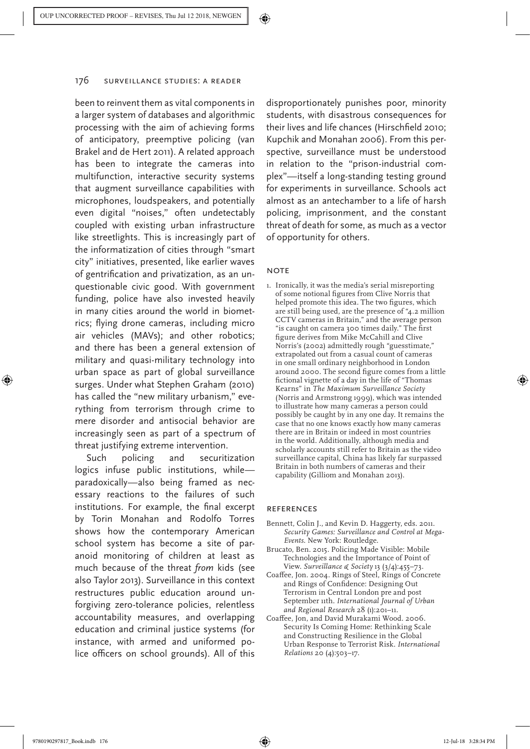been to reinvent them as vital components in a larger system of databases and algorithmic processing with the aim of achieving forms of anticipatory, preemptive policing (van Brakel and de Hert 2011). A related approach has been to integrate the cameras into multifunction, interactive security systems that augment surveillance capabilities with microphones, loudspeakers, and potentially even digital "noises," often undetectably coupled with existing urban infrastructure like streetlights. This is increasingly part of the informatization of cities through "smart city" initiatives, presented, like earlier waves of gentrification and privatization, as an unquestionable civic good. With government funding, police have also invested heavily in many cities around the world in biometrics; flying drone cameras, including micro air vehicles (MAVs); and other robotics; and there has been a general extension of military and quasi-military technology into urban space as part of global surveillance surges. Under what Stephen Graham (2010) has called the "new military urbanism," everything from terrorism through crime to mere disorder and antisocial behavior are increasingly seen as part of a spectrum of threat justifying extreme intervention.

Such policing and securitization logics infuse public institutions, while—paradoxically—also being framed as necessary reactions to the failures of such institutions. For example, the final excerpt by Torin Monahan and Rodolfo Torres shows how the contemporary American school system has become a site of paranoid monitoring of children at least as much because of the threat *from* kids (see also Taylor 2013). Surveillance in this context restructures public education around unforgiving zero-tolerance policies, relentless accountability measures, and overlapping education and criminal justice systems (for instance, with armed and uniformed police officers on school grounds). All of this disproportionately punishes poor, minority students, with disastrous consequences for their lives and life chances (Hirschfield 2010; Kupchik and Monahan 2006). From this perspective, surveillance must be understood in relation to the "prison-industrial complex"—itself a long-standing testing ground for experiments in surveillance. Schools act almost as an antechamber to a life of harsh policing, imprisonment, and the constant threat of death for some, as much as a vector of opportunity for others.

## NOTE

1. Ironically, it was the media's serial misreporting of some notional figures from Clive Norris that helped promote this idea. The two figures, which are still being used, are the presence of "4.2 million CCTV cameras in Britain," and the average person "is caught on camera 300 times daily." The first figure derives from Mike McCahill and Clive Norris's (2002) admittedly rough "guesstimate," extrapolated out from a casual count of cameras in one small ordinary neighborhood in London around 2000. The second figure comes from a little fictional vignette of a day in the life of "Thomas Kearns" in *The Maximum Surveillance Society* (Norris and Armstrong 1999), which was intended to illustrate how many cameras a person could possibly be caught by in any one day. It remains the case that no one knows exactly how many cameras there are in Britain or indeed in most countries in the world. Additionally, although media and scholarly accounts still refer to Britain as the video surveillance capital, China has likely far surpassed Britain in both numbers of cameras and their capability (Gilliom and Monahan 2013).

## REFERENCES

Bennett, Colin J., and Kevin D. Haggerty, eds. 2011. *Security Games: Surveillance and Control at Mega-Events*. New York: Routledge.

Brucato, Ben. 2015. Policing Made Visible: Mobile Technologies and the Importance of Point of View. *Surveillance & Society* 13 (3/4):455–73.

Coaffee, Jon. 2004. Rings of Steel, Rings of Concrete and Rings of Confidence: Designing Out Terrorism in Central London pre and post September 11th. *International Journal of Urban and Regional Research* 28 (1):201–11.

Coaffee, Jon, and David Murakami Wood. 2006. Security Is Coming Home: Rethinking Scale and Constructing Resilience in the Global Urban Response to Terrorist Risk. *International Relations* 20 (4):503–17.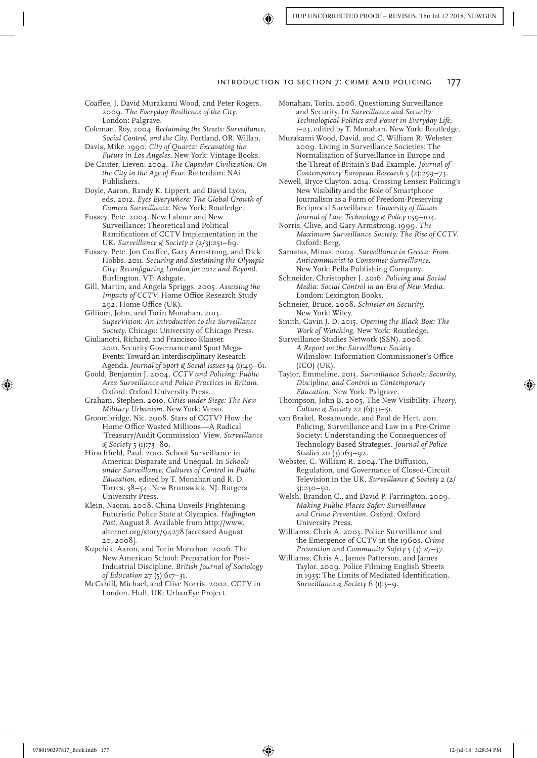Coaffee, J, David Murakami Wood, and Peter Rogers. 2009. *The Everyday Resilience of the City*. London: Palgrave.

Coleman, Roy, 2004. *Reclaiming the Streets: Surveillance, Social Control, and the City*. Portland, OR: Willan.

Davis, Mike. 1990. *City of Quartz: Excavating the Future in Los Angeles*. New York: Vintage Books.

De Cauter, Lieven. 2004. *The Capsular Civilization: On the City in the Age of Fear*. Rotterdam: NAi Publishers.

Doyle, Aaron, Randy K. Lippert, and David Lyon, eds. 2012. *Eyes Everywhere: The Global Growth of Camera Surveillance*. New York: Routledge.

Fussey, Pete. 2004. New Labour and New Surveillance: Theoretical and Political Ramifications of CCTV Implementation in the UK. *Surveillance & Society* 2 (2/3):251–69.

Fussey, Pete, Jon Coaffee, Gary Armstrong, and Dick Hobbs. 2011. *Securing and Sustaining the Olympic City: Reconfiguring London for 2012 and Beyond*. Burlington, VT: Ashgate.

Gill, Martin, and Angela Spriggs. 2005. *Assessing the Impacts of CCTV*. Home Office Research Study 292. Home Office (UK).

Gilliom, John, and Torin Monahan. 2013. *SuperVision: An Introduction to the Surveillance Society*. Chicago: University of Chicago Press.

Giulianotti, Richard, and Francisco Klauser. 2010. Security Governance and Sport Mega-Events: Toward an Interdisciplinary Research Agenda. *Journal of Sport & Social Issues* 34 (1):49–61.

Goold, Benjamin J. 2004. *CCTV and Policing: Public Area Surveillance and Police Practices in Britain*. Oxford: Oxford University Press.

Graham, Stephen. 2010. *Cities under Siege: The New Military Urbanism*. New York: Verso.

Groombridge, Nic. 2008. Stars of CCTV? How the Home Office Wasted Millions—A Radical 'Treasury/Audit Commission' View. *Surveillance & Society* 5 (1):73–80.

Hirschfield, Paul. 2010. School Surveillance in America: Disparate and Unequal. In *Schools under Surveillance: Cultures of Control in Public Education*, edited by T. Monahan and R. D. Torres, 38–54. New Brunswick, NJ: Rutgers University Press.

Klein, Naomi. 2008. China Unveils Frightening Futuristic Police State at Olympics. *Huffington Post*, August 8. Available from http://www.alternet.org/story/94278 [accessed August 20, 2008].

Kupchik, Aaron, and Torin Monahan. 2006. The New American School: Preparation for Post-Industrial Discipline. *British Journal of Sociology of Education* 27 (5):617–31.

McCahill, Michael, and Clive Norris. 2002. CCTV in London. Hull, UK: UrbanEye Project.

Monahan, Torin. 2006. Questioning Surveillance and Security. In *Surveillance and Security: Technological Politics and Power in Everyday Life*, 1–23, edited by T. Monahan. New York: Routledge.

Murakami Wood, David, and C. William R. Webster. 2009. Living in Surveillance Societies: The Normalisation of Surveillance in Europe and the Threat of Britain's Bad Example. *Journal of Contemporary European Research* 5 (2):259–73.

Newell, Bryce Clayton. 2014. Crossing Lenses: Policing's New Visibility and the Role of Smartphone Journalism as a Form of Freedom-Preserving Reciprocal Surveillance. *University of Illinois Journal of Law, Technology & Policy* 1:59–104.

Norris, Clive, and Gary Armstrong. 1999. *The Maximum Surveillance Society: The Rise of CCTV*. Oxford: Berg.

Samatas, Minas. 2004. *Surveillance in Greece: From Anticommunist to Consumer Surveillance*. New York: Pella Publishing Company.

Schneider, Christopher J. 2016. *Policing and Social Media: Social Control in an Era of New Media*. London: Lexington Books.

Schneier, Bruce. 2008. *Schneier on Security*. New York: Wiley.

Smith, Gavin J. D. 2015. *Opening the Black Box: The Work of Watching*. New York: Routledge.

Surveillance Studies Network (SSN). 2006. *A Report on the Surveillance Society*. Wilmslow: Information Commissioner's Office (ICO) (UK).

Taylor, Emmeline. 2013. *Surveillance Schools: Security, Discipline, and Control in Contemporary Education*. New York: Palgrave.

Thompson, John B. 2005. The New Visibility. *Theory, Culture & Society* 22 (6):31–51.

van Brakel, Rosamunde, and Paul de Hert. 2011. Policing, Surveillance and Law in a Pre-Crime Society: Understanding the Consequences of Technology Based Strategies. *Journal of Police Studies* 20 (3):163–92.

Webster, C. William R. 2004. The Diffusion, Regulation, and Governance of Closed-Circuit Television in the UK. *Surveillance & Society* 2 (2/3):230–50.

Welsh, Brandon C., and David P. Farrington. 2009. *Making Public Places Safer: Surveillance and Crime Prevention*. Oxford: Oxford University Press.

Williams, Chris A. 2003. Police Surveillance and the Emergence of CCTV in the 1960s. *Crime Prevention and Community Safety* 5 (3):27–37.

Williams, Chris A., James Patterson, and James Taylor. 2009. Police Filming English Streets in 1935: The Limits of Mediated Identification. *Surveillance & Society* 6 (1):3–9.